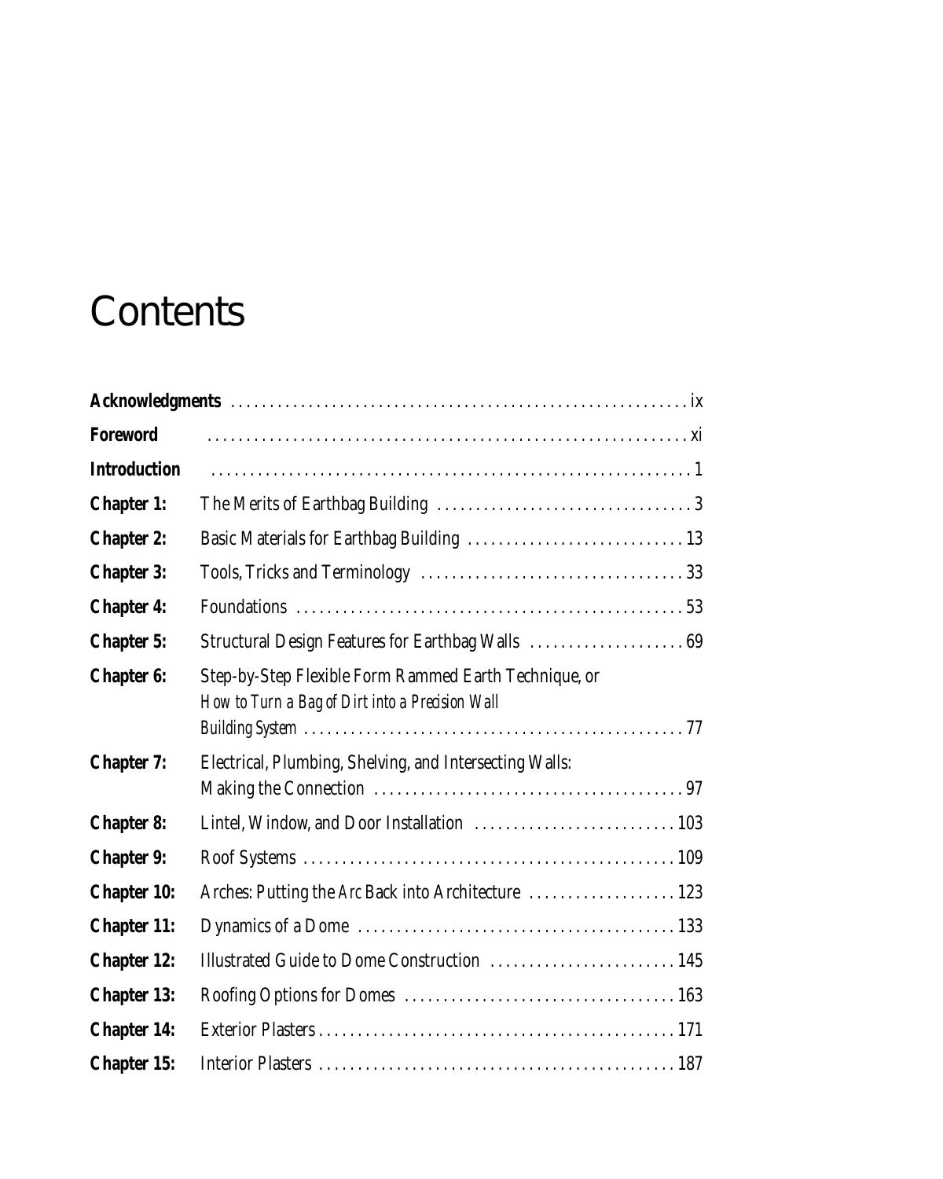# Contents

| | | |
|---|---|---|
| **Acknowledgments** | | ix |
| **Foreword** | | xi |
| **Introduction** | | 1 |
| **Chapter 1:** | The Merits of Earthbag Building | 3 |
| **Chapter 2:** | Basic Materials for Earthbag Building | 13 |
| **Chapter 3:** | Tools, Tricks and Terminology | 33 |
| **Chapter 4:** | Foundations | 53 |
| **Chapter 5:** | Structural Design Features for Earthbag Walls | 69 |
| **Chapter 6:** | Step-by-Step Flexible Form Rammed Earth Technique, or *How to Turn a Bag of Dirt into a Precision Wall Building System* | 77 |
| **Chapter 7:** | Electrical, Plumbing, Shelving, and Intersecting Walls: Making the Connection | 97 |
| **Chapter 8:** | Lintel, Window, and Door Installation | 103 |
| **Chapter 9:** | Roof Systems | 109 |
| **Chapter 10:** | Arches: Putting the *Arc* Back into Architecture | 123 |
| **Chapter 11:** | Dynamics of a Dome | 133 |
| **Chapter 12:** | Illustrated Guide to Dome Construction | 145 |
| **Chapter 13:** | Roofing Options for Domes | 163 |
| **Chapter 14:** | Exterior Plasters | 171 |
| **Chapter 15:** | Interior Plasters | 187 |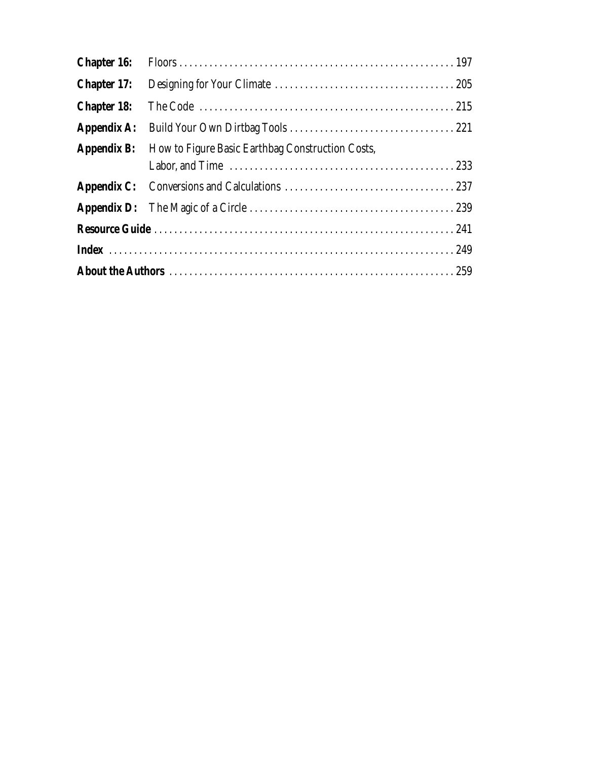**Chapter 16:** Floors . . . . . . . . . . . . . . . . . . . . . . . . . . . . . . . . . . . . . . . . . . . . . . . . . . . . . . 197

**Chapter 17:** Designing for Your Climate . . . . . . . . . . . . . . . . . . . . . . . . . . . . . . . . . . . . 205

**Chapter 18:** The Code . . . . . . . . . . . . . . . . . . . . . . . . . . . . . . . . . . . . . . . . . . . . . . . . . . . 215

**Appendix A:** Build Your Own Dirtbag Tools . . . . . . . . . . . . . . . . . . . . . . . . . . . . . . . . . 221

**Appendix B:** How to Figure Basic Earthbag Construction Costs, Labor, and Time . . . . . . . . . . . . . . . . . . . . . . . . . . . . . . . . . . . . . . . . . . . . 233

**Appendix C:** Conversions and Calculations . . . . . . . . . . . . . . . . . . . . . . . . . . . . . . . . . . 237

**Appendix D:** The Magic of a Circle . . . . . . . . . . . . . . . . . . . . . . . . . . . . . . . . . . . . . . . . . 239

**Resource Guide** . . . . . . . . . . . . . . . . . . . . . . . . . . . . . . . . . . . . . . . . . . . . . . . . . . . . . . . . . . . . . 241

**Index** . . . . . . . . . . . . . . . . . . . . . . . . . . . . . . . . . . . . . . . . . . . . . . . . . . . . . . . . . . . . . . . . . . . . . 249

**About the Authors** . . . . . . . . . . . . . . . . . . . . . . . . . . . . . . . . . . . . . . . . . . . . . . . . . . . . . . . . . 259